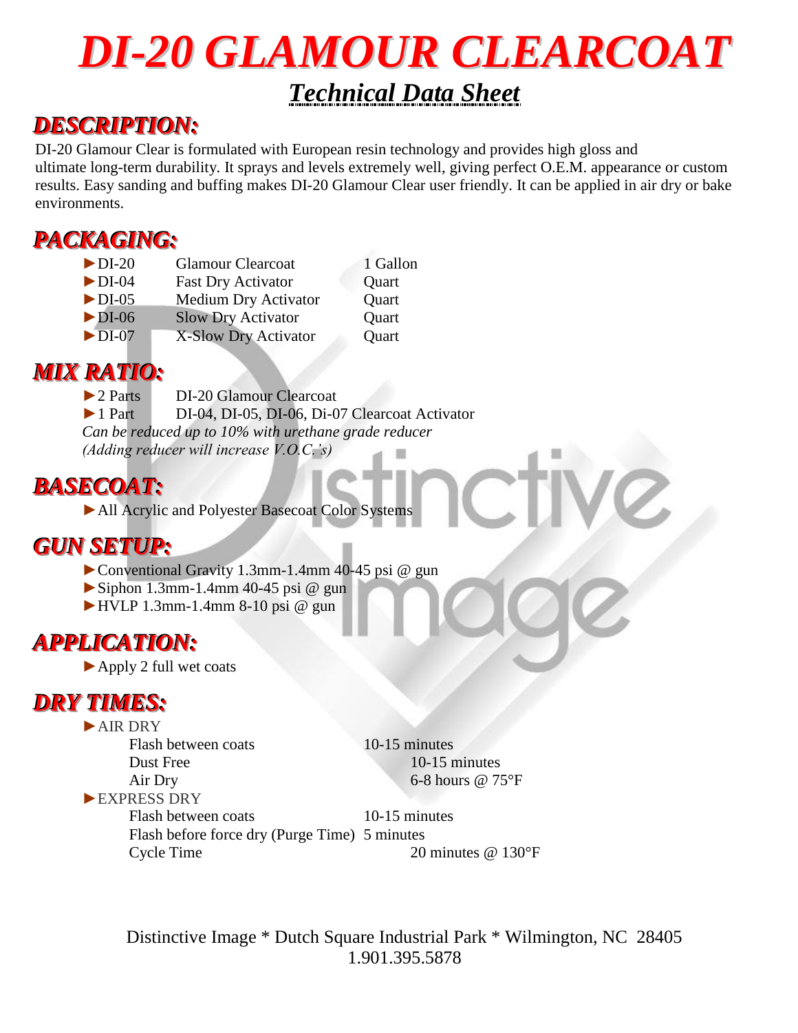# DI-20 GLAMOUR CLEARCOAT

## Technical Data Sheet

## DESCRIPTION:

DI-20 Glamour Clear is formulated with European resin technology and provides high gloss and ultimate long-term durability. It sprays and levels extremely well, giving perfect O.E.M. appearance or custom results. Easy sanding and buffing makes DI-20 Glamour Clear user friendly. It can be applied in air dry or bake environments.

## PACKAGING:

| | | |
|---|---|---|
| ►DI-20 | Glamour Clearcoat | 1 Gallon |
| ►DI-04 | Fast Dry Activator | Quart |
| ►DI-05 | Medium Dry Activator | Quart |
| ►DI-06 | Slow Dry Activator | Quart |
| ►DI-07 | X-Slow Dry Activator | Quart |

## MIX RATIO:

| | |
|---|---|
| ►2 Parts | DI-20 Glamour Clearcoat |
| ►1 Part | DI-04, DI-05, DI-06, Di-07 Clearcoat Activator |

*Can be reduced up to 10% with urethane grade reducer*
*(Adding reducer will increase V.O.C.'s)*

## BASECOAT:

- ►All Acrylic and Polyester Basecoat Color Systems

## GUN SETUP:

- ►Conventional Gravity 1.3mm-1.4mm 40-45 psi @ gun
- ►Siphon 1.3mm-1.4mm 40-45 psi @ gun
- ►HVLP 1.3mm-1.4mm 8-10 psi @ gun

## APPLICATION:

- ►Apply 2 full wet coats

## DRY TIMES:

►AIR DRY

| | |
|---|---|
| Flash between coats | 10-15 minutes |
| Dust Free | 10-15 minutes |
| Air Dry | 6-8 hours @ 75°F |

►EXPRESS DRY

| | |
|---|---|
| Flash between coats | 10-15 minutes |
| Flash before force dry (Purge Time) | 5 minutes |
| Cycle Time | 20 minutes @ 130°F |

Distinctive Image * Dutch Square Industrial Park * Wilmington, NC 28405
1.901.395.5878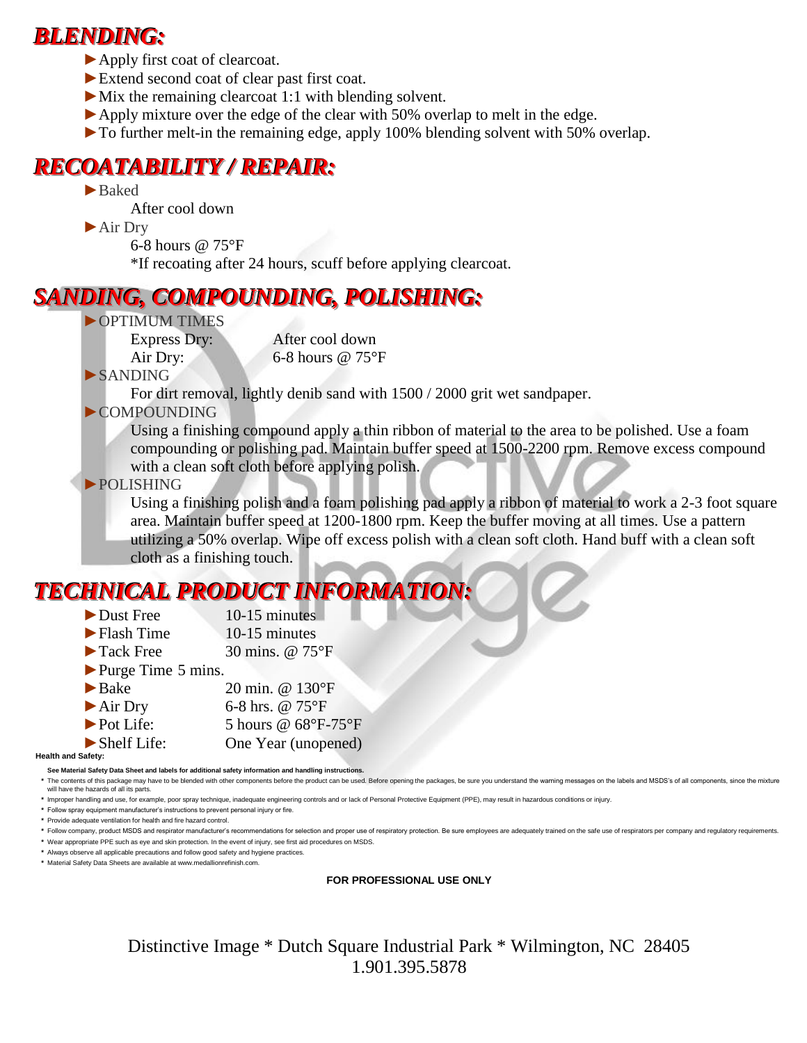## *BLENDING:*

- ►Apply first coat of clearcoat.
- ►Extend second coat of clear past first coat.
- ►Mix the remaining clearcoat 1:1 with blending solvent.
- ►Apply mixture over the edge of the clear with 50% overlap to melt in the edge.
- ►To further melt-in the remaining edge, apply 100% blending solvent with 50% overlap.

## *RECOATABILITY / REPAIR:*

►Baked

After cool down

►Air Dry

6-8 hours @ 75°F

*If recoating after 24 hours, scuff before applying clearcoat.

## *SANDING, COMPOUNDING, POLISHING:*

►OPTIMUM TIMES

| | |
|---|---|
| Express Dry: | After cool down |
| Air Dry: | 6-8 hours @ 75°F |

►SANDING

For dirt removal, lightly denib sand with 1500 / 2000 grit wet sandpaper.

►COMPOUNDING

Using a finishing compound apply a thin ribbon of material to the area to be polished. Use a foam compounding or polishing pad. Maintain buffer speed at 1500-2200 rpm. Remove excess compound with a clean soft cloth before applying polish.

►POLISHING

Using a finishing polish and a foam polishing pad apply a ribbon of material to work a 2-3 foot square area. Maintain buffer speed at 1200-1800 rpm. Keep the buffer moving at all times. Use a pattern utilizing a 50% overlap. Wipe off excess polish with a clean soft cloth. Hand buff with a clean soft cloth as a finishing touch.

## *TECHNICAL PRODUCT INFORMATION:*

| | |
|---|---|
| ►Dust Free | 10-15 minutes |
| ►Flash Time | 10-15 minutes |
| ►Tack Free | 30 mins. @ 75°F |
| ►Purge Time | 5 mins. |
| ►Bake | 20 min. @ 130°F |
| ►Air Dry | 6-8 hrs. @ 75°F |
| ►Pot Life: | 5 hours @ 68°F-75°F |
| ►Shelf Life: | One Year (unopened) |

**Health and Safety:**

**See Material Safety Data Sheet and labels for additional safety information and handling instructions.**

- The contents of this package may have to be blended with other components before the product can be used. Before opening the packages, be sure you understand the warning messages on the labels and MSDS's of all components, since the mixture will have the hazards of all its parts.
- Improper handling and use, for example, poor spray technique, inadequate engineering controls and or lack of Personal Protective Equipment (PPE), may result in hazardous conditions or injury.
- Follow spray equipment manufacturer's instructions to prevent personal injury or fire.
- Provide adequate ventilation for health and fire hazard control.
- Follow company, product MSDS and respirator manufacturer's recommendations for selection and proper use of respiratory protection. Be sure employees are adequately trained on the safe use of respirators per company and regulatory requirements.
- Wear appropriate PPE such as eye and skin protection. In the event of injury, see first aid procedures on MSDS.
- Always observe all applicable precautions and follow good safety and hygiene practices.
- Material Safety Data Sheets are available at www.medallionrefinish.com.

**FOR PROFESSIONAL USE ONLY**

Distinctive Image * Dutch Square Industrial Park * Wilmington, NC 28405
1.901.395.5878